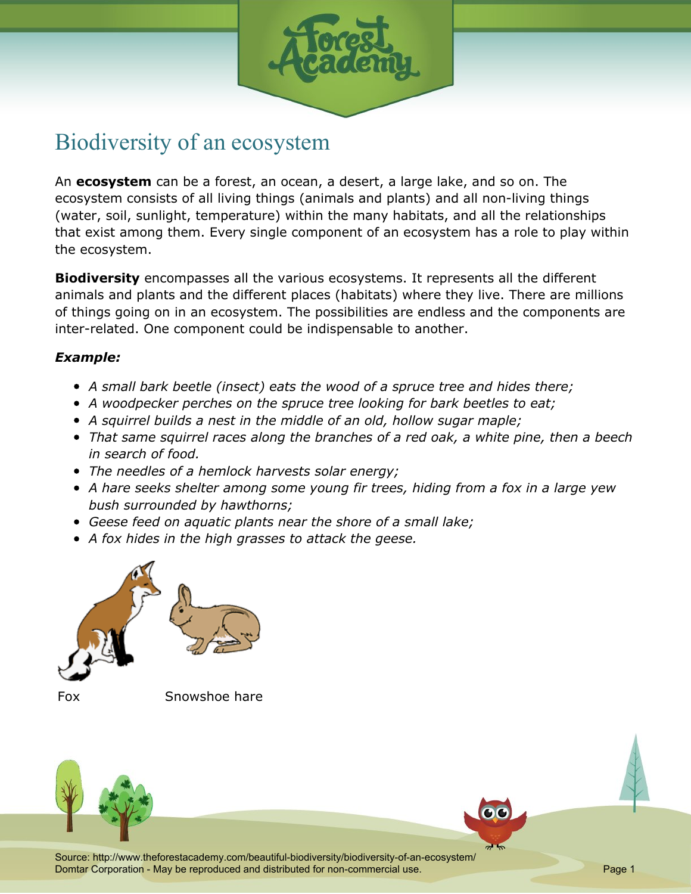# Biodiversity of an ecosystem

An **ecosystem** can be a forest, an ocean, a desert, a large lake, and so on. The ecosystem consists of all living things (animals and plants) and all non-living things (water, soil, sunlight, temperature) within the many habitats, and all the relationships that exist among them. Every single component of an ecosystem has a role to play within the ecosystem.

**Biodiversity** encompasses all the various ecosystems. It represents all the different animals and plants and the different places (habitats) where they live. There are millions of things going on in an ecosystem. The possibilities are endless and the components are inter-related. One component could be indispensable to another.

***Example:***

- *A small bark beetle (insect) eats the wood of a spruce tree and hides there;*
- *A woodpecker perches on the spruce tree looking for bark beetles to eat;*
- *A squirrel builds a nest in the middle of an old, hollow sugar maple;*
- *That same squirrel races along the branches of a red oak, a white pine, then a beech in search of food.*
- *The needles of a hemlock harvests solar energy;*
- *A hare seeks shelter among some young fir trees, hiding from a fox in a large yew bush surrounded by hawthorns;*
- *Geese feed on aquatic plants near the shore of a small lake;*
- *A fox hides in the high grasses to attack the geese.*

Fox

Snowshoe hare

Source: http://www.theforestacademy.com/beautiful-biodiversity/biodiversity-of-an-ecosystem/
Domtar Corporation - May be reproduced and distributed for non-commercial use.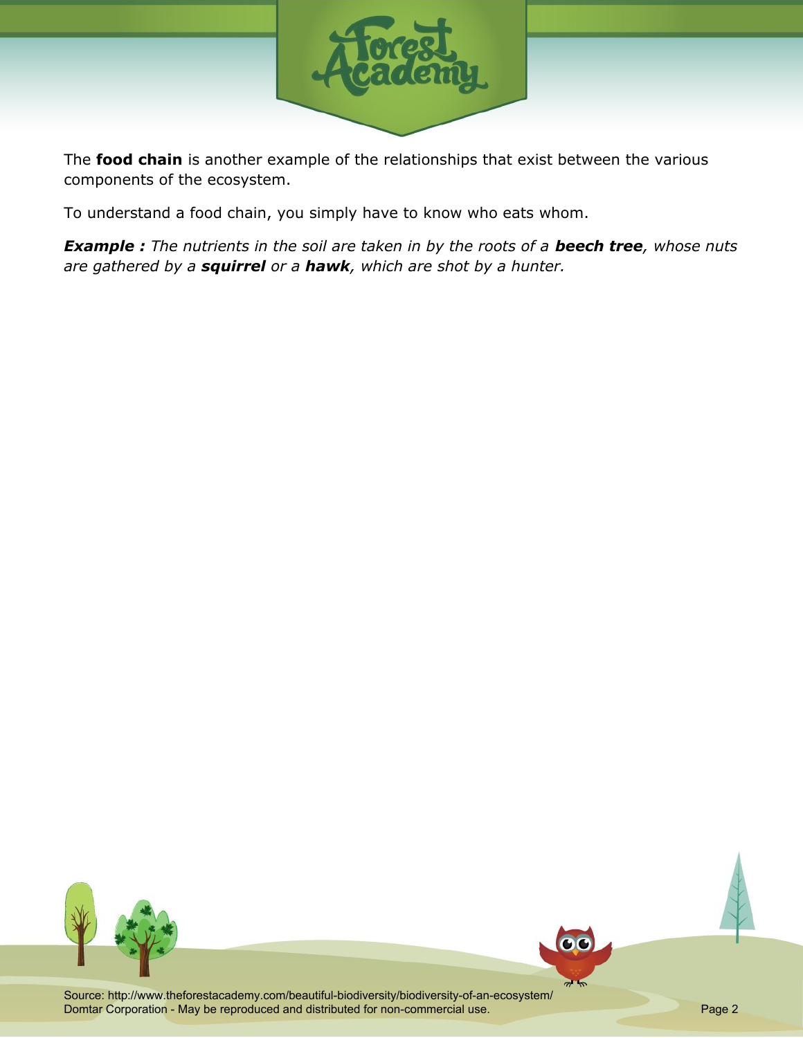The **food chain** is another example of the relationships that exist between the various components of the ecosystem.

To understand a food chain, you simply have to know who eats whom.

***Example :*** *The nutrients in the soil are taken in by the roots of a* ***beech tree****, whose nuts are gathered by a* ***squirrel*** *or a* ***hawk****, which are shot by a hunter.*

Source: http://www.theforestacademy.com/beautiful-biodiversity/biodiversity-of-an-ecosystem/
Domtar Corporation - May be reproduced and distributed for non-commercial use.